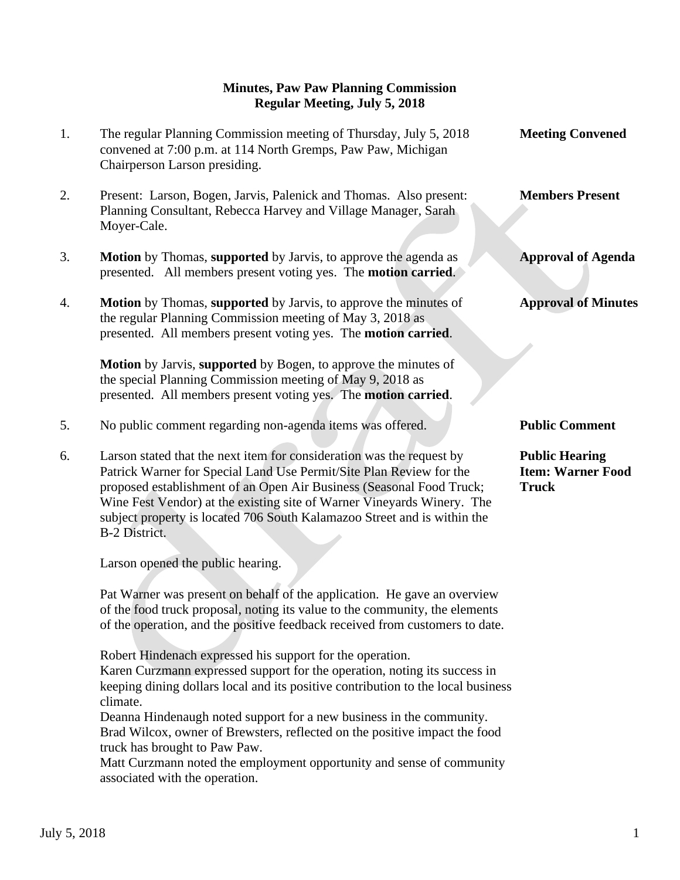**Minutes, Paw Paw Planning Commission**
**Regular Meeting, July 5, 2018**

1. The regular Planning Commission meeting of Thursday, July 5, 2018 convened at 7:00 p.m. at 114 North Gremps, Paw Paw, Michigan Chairperson Larson presiding. — **Meeting Convened**

2. Present: Larson, Bogen, Jarvis, Palenick and Thomas. Also present: Planning Consultant, Rebecca Harvey and Village Manager, Sarah Moyer-Cale. — **Members Present**

3. **Motion** by Thomas, **supported** by Jarvis, to approve the agenda as presented. All members present voting yes. The **motion carried**. — **Approval of Agenda**

4. **Motion** by Thomas, **supported** by Jarvis, to approve the minutes of the regular Planning Commission meeting of May 3, 2018 as presented. All members present voting yes. The **motion carried**. — **Approval of Minutes**

   **Motion** by Jarvis, **supported** by Bogen, to approve the minutes of the special Planning Commission meeting of May 9, 2018 as presented. All members present voting yes. The **motion carried**.

5. No public comment regarding non-agenda items was offered. — **Public Comment**

6. Larson stated that the next item for consideration was the request by Patrick Warner for Special Land Use Permit/Site Plan Review for the proposed establishment of an Open Air Business (Seasonal Food Truck; Wine Fest Vendor) at the existing site of Warner Vineyards Winery. The subject property is located 706 South Kalamazoo Street and is within the B-2 District. — **Public Hearing Item: Warner Food Truck**

   Larson opened the public hearing.

   Pat Warner was present on behalf of the application. He gave an overview of the food truck proposal, noting its value to the community, the elements of the operation, and the positive feedback received from customers to date.

   Robert Hindenach expressed his support for the operation.
   Karen Curzmann expressed support for the operation, noting its success in keeping dining dollars local and its positive contribution to the local business climate.
   Deanna Hindenaugh noted support for a new business in the community.
   Brad Wilcox, owner of Brewsters, reflected on the positive impact the food truck has brought to Paw Paw.
   Matt Curzmann noted the employment opportunity and sense of community associated with the operation.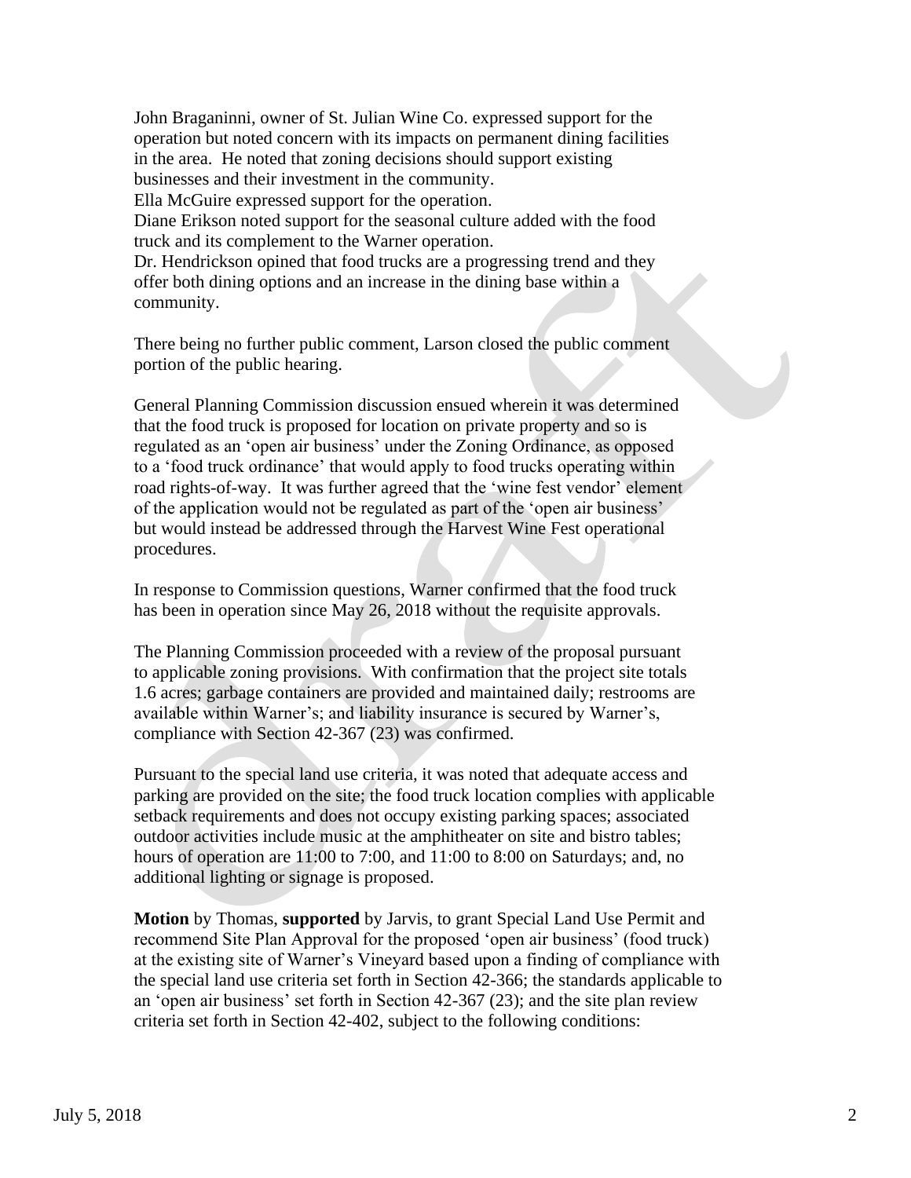John Braganinni, owner of St. Julian Wine Co. expressed support for the operation but noted concern with its impacts on permanent dining facilities in the area. He noted that zoning decisions should support existing businesses and their investment in the community.
Ella McGuire expressed support for the operation.
Diane Erikson noted support for the seasonal culture added with the food truck and its complement to the Warner operation.
Dr. Hendrickson opined that food trucks are a progressing trend and they offer both dining options and an increase in the dining base within a community.

There being no further public comment, Larson closed the public comment portion of the public hearing.

General Planning Commission discussion ensued wherein it was determined that the food truck is proposed for location on private property and so is regulated as an 'open air business' under the Zoning Ordinance, as opposed to a 'food truck ordinance' that would apply to food trucks operating within road rights-of-way. It was further agreed that the 'wine fest vendor' element of the application would not be regulated as part of the 'open air business' but would instead be addressed through the Harvest Wine Fest operational procedures.

In response to Commission questions, Warner confirmed that the food truck has been in operation since May 26, 2018 without the requisite approvals.

The Planning Commission proceeded with a review of the proposal pursuant to applicable zoning provisions. With confirmation that the project site totals 1.6 acres; garbage containers are provided and maintained daily; restrooms are available within Warner's; and liability insurance is secured by Warner's, compliance with Section 42-367 (23) was confirmed.

Pursuant to the special land use criteria, it was noted that adequate access and parking are provided on the site; the food truck location complies with applicable setback requirements and does not occupy existing parking spaces; associated outdoor activities include music at the amphitheater on site and bistro tables; hours of operation are 11:00 to 7:00, and 11:00 to 8:00 on Saturdays; and, no additional lighting or signage is proposed.

**Motion** by Thomas, **supported** by Jarvis, to grant Special Land Use Permit and recommend Site Plan Approval for the proposed 'open air business' (food truck) at the existing site of Warner's Vineyard based upon a finding of compliance with the special land use criteria set forth in Section 42-366; the standards applicable to an 'open air business' set forth in Section 42-367 (23); and the site plan review criteria set forth in Section 42-402, subject to the following conditions: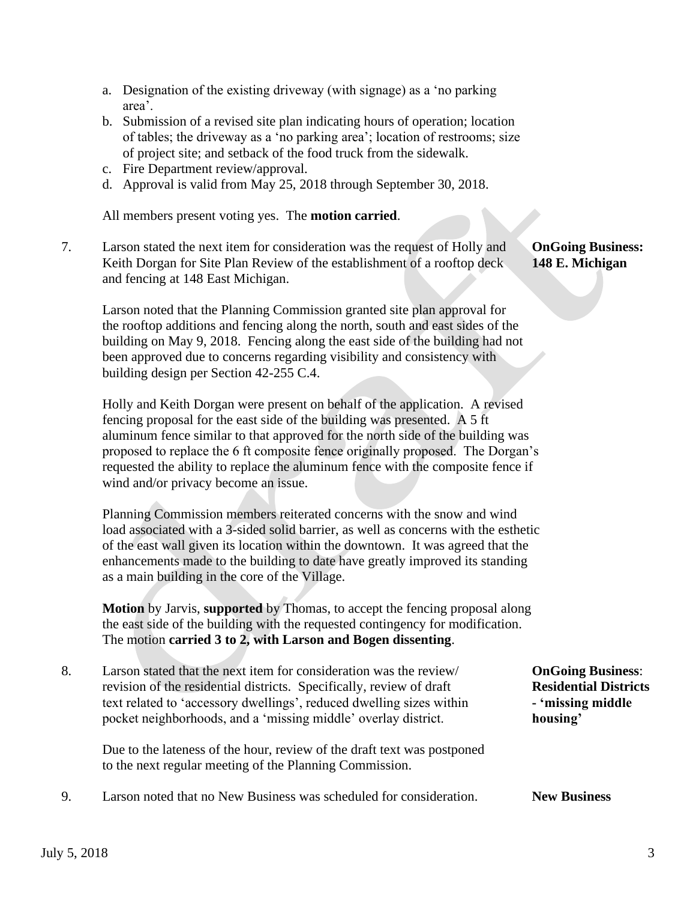a. Designation of the existing driveway (with signage) as a 'no parking area'.
b. Submission of a revised site plan indicating hours of operation; location of tables; the driveway as a 'no parking area'; location of restrooms; size of project site; and setback of the food truck from the sidewalk.
c. Fire Department review/approval.
d. Approval is valid from May 25, 2018 through September 30, 2018.

All members present voting yes. The **motion carried**.

7. Larson stated the next item for consideration was the request of Holly and Keith Dorgan for Site Plan Review of the establishment of a rooftop deck and fencing at 148 East Michigan. **OnGoing Business: 148 E. Michigan**

Larson noted that the Planning Commission granted site plan approval for the rooftop additions and fencing along the north, south and east sides of the building on May 9, 2018. Fencing along the east side of the building had not been approved due to concerns regarding visibility and consistency with building design per Section 42-255 C.4.

Holly and Keith Dorgan were present on behalf of the application. A revised fencing proposal for the east side of the building was presented. A 5 ft aluminum fence similar to that approved for the north side of the building was proposed to replace the 6 ft composite fence originally proposed. The Dorgan's requested the ability to replace the aluminum fence with the composite fence if wind and/or privacy become an issue.

Planning Commission members reiterated concerns with the snow and wind load associated with a 3-sided solid barrier, as well as concerns with the esthetic of the east wall given its location within the downtown. It was agreed that the enhancements made to the building to date have greatly improved its standing as a main building in the core of the Village.

**Motion** by Jarvis, **supported** by Thomas, to accept the fencing proposal along the east side of the building with the requested contingency for modification. The motion **carried 3 to 2, with Larson and Bogen dissenting**.

8. Larson stated that the next item for consideration was the review/ revision of the residential districts. Specifically, review of draft text related to 'accessory dwellings', reduced dwelling sizes within pocket neighborhoods, and a 'missing middle' overlay district. **OnGoing Business: Residential Districts - 'missing middle housing'**

Due to the lateness of the hour, review of the draft text was postponed to the next regular meeting of the Planning Commission.

9. Larson noted that no New Business was scheduled for consideration. **New Business**

July 5, 2018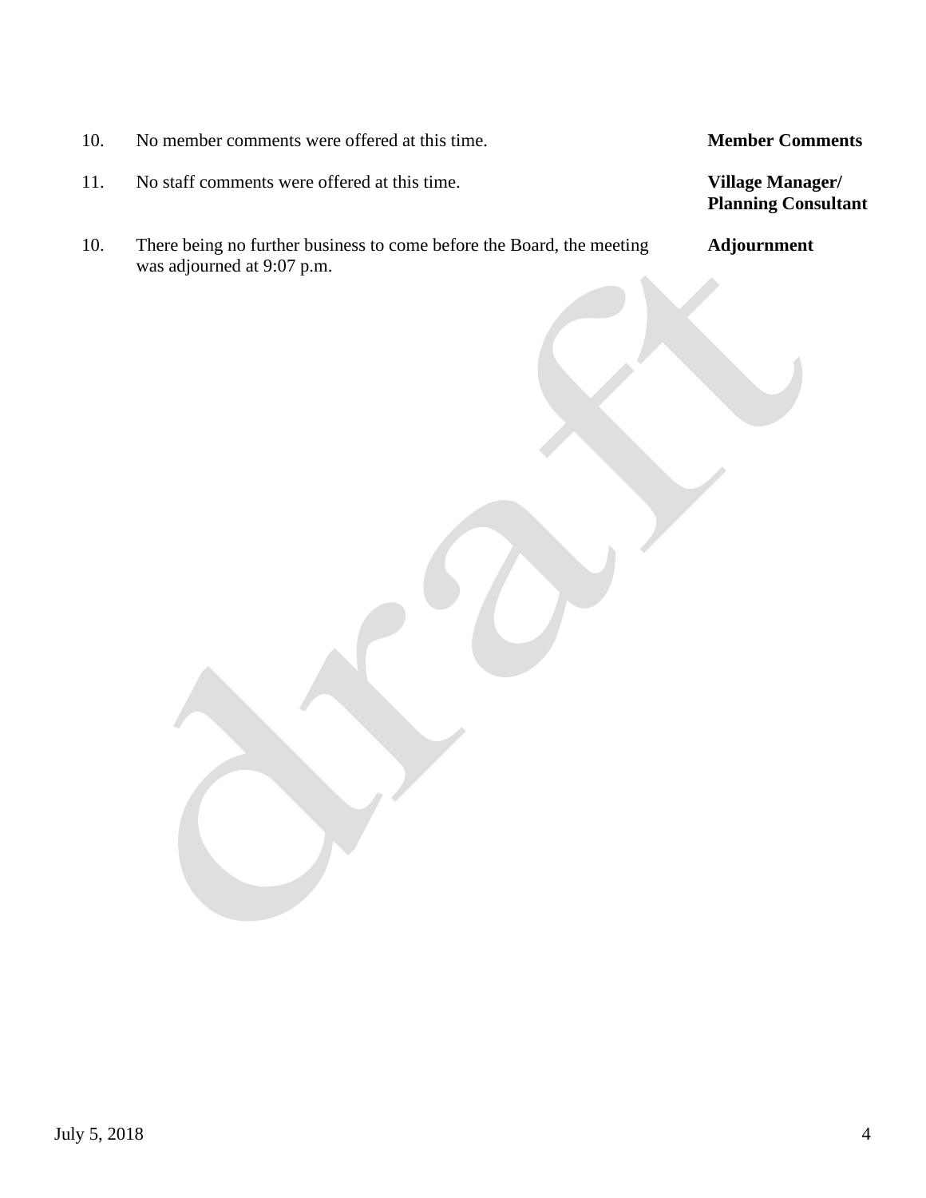10. No member comments were offered at this time. **Member Comments**

11. No staff comments were offered at this time. **Village Manager/ Planning Consultant**

10. There being no further business to come before the Board, the meeting was adjourned at 9:07 p.m. **Adjournment**

July 5, 2018